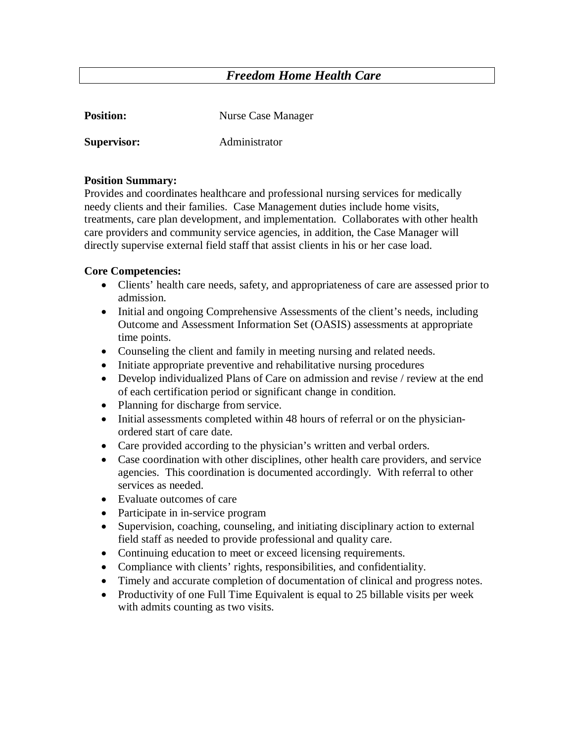# *Freedom Home Health Care*

**Position:** Nurse Case Manager

**Supervisor:** Administrator

**Position Summary:**
Provides and coordinates healthcare and professional nursing services for medically needy clients and their families. Case Management duties include home visits, treatments, care plan development, and implementation. Collaborates with other health care providers and community service agencies, in addition, the Case Manager will directly supervise external field staff that assist clients in his or her case load.

**Core Competencies:**

- Clients' health care needs, safety, and appropriateness of care are assessed prior to admission.
- Initial and ongoing Comprehensive Assessments of the client's needs, including Outcome and Assessment Information Set (OASIS) assessments at appropriate time points.
- Counseling the client and family in meeting nursing and related needs.
- Initiate appropriate preventive and rehabilitative nursing procedures
- Develop individualized Plans of Care on admission and revise / review at the end of each certification period or significant change in condition.
- Planning for discharge from service.
- Initial assessments completed within 48 hours of referral or on the physician-ordered start of care date.
- Care provided according to the physician's written and verbal orders.
- Case coordination with other disciplines, other health care providers, and service agencies. This coordination is documented accordingly. With referral to other services as needed.
- Evaluate outcomes of care
- Participate in in-service program
- Supervision, coaching, counseling, and initiating disciplinary action to external field staff as needed to provide professional and quality care.
- Continuing education to meet or exceed licensing requirements.
- Compliance with clients' rights, responsibilities, and confidentiality.
- Timely and accurate completion of documentation of clinical and progress notes.
- Productivity of one Full Time Equivalent is equal to 25 billable visits per week with admits counting as two visits.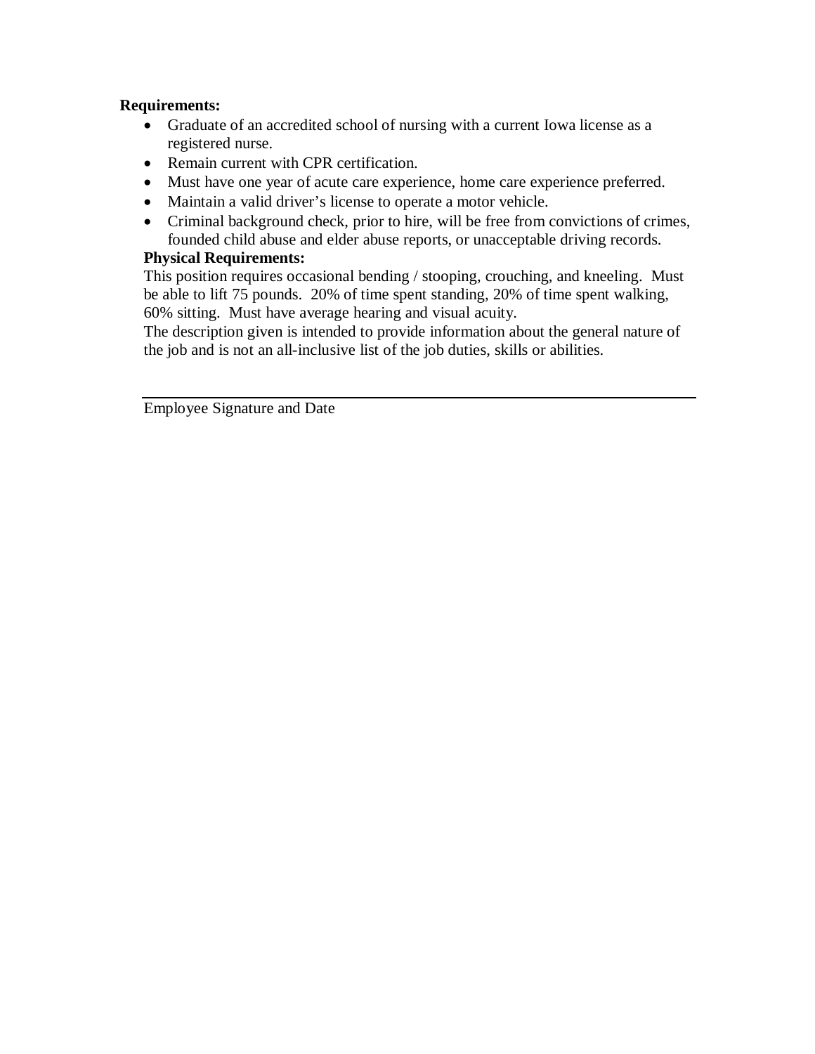**Requirements:**

- Graduate of an accredited school of nursing with a current Iowa license as a registered nurse.
- Remain current with CPR certification.
- Must have one year of acute care experience, home care experience preferred.
- Maintain a valid driver's license to operate a motor vehicle.
- Criminal background check, prior to hire, will be free from convictions of crimes, founded child abuse and elder abuse reports, or unacceptable driving records.

**Physical Requirements:**

This position requires occasional bending / stooping, crouching, and kneeling. Must be able to lift 75 pounds. 20% of time spent standing, 20% of time spent walking, 60% sitting. Must have average hearing and visual acuity.

The description given is intended to provide information about the general nature of the job and is not an all-inclusive list of the job duties, skills or abilities.

\_\_\_\_\_\_\_\_\_\_\_\_\_\_\_\_\_\_\_\_\_\_\_\_\_\_\_\_\_\_\_\_\_\_\_\_\_\_\_\_\_\_\_\_\_\_\_\_\_\_\_\_

Employee Signature and Date